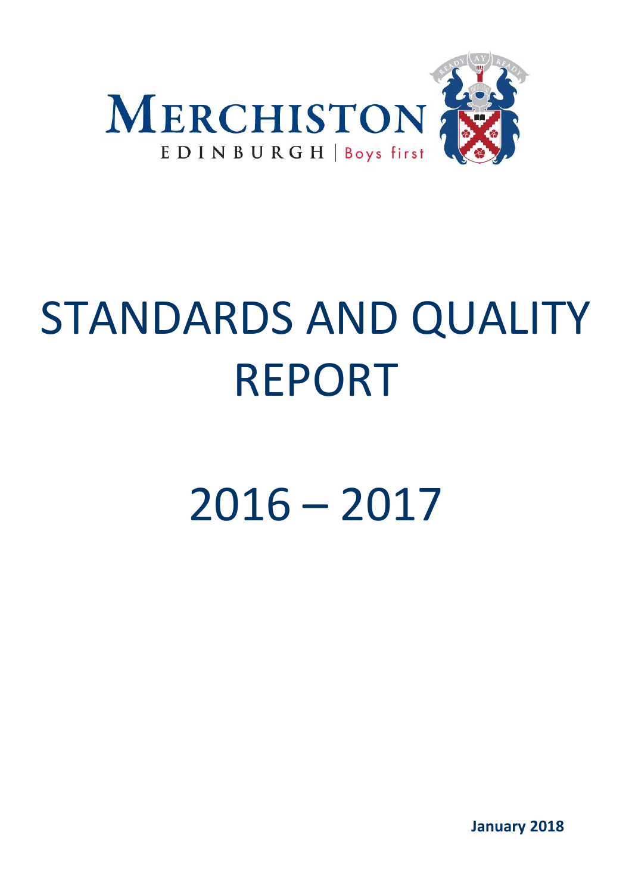MERCHISTON

EDINBURGH | Boys first

# STANDARDS AND QUALITY REPORT

# 2016 – 2017

**January 2018**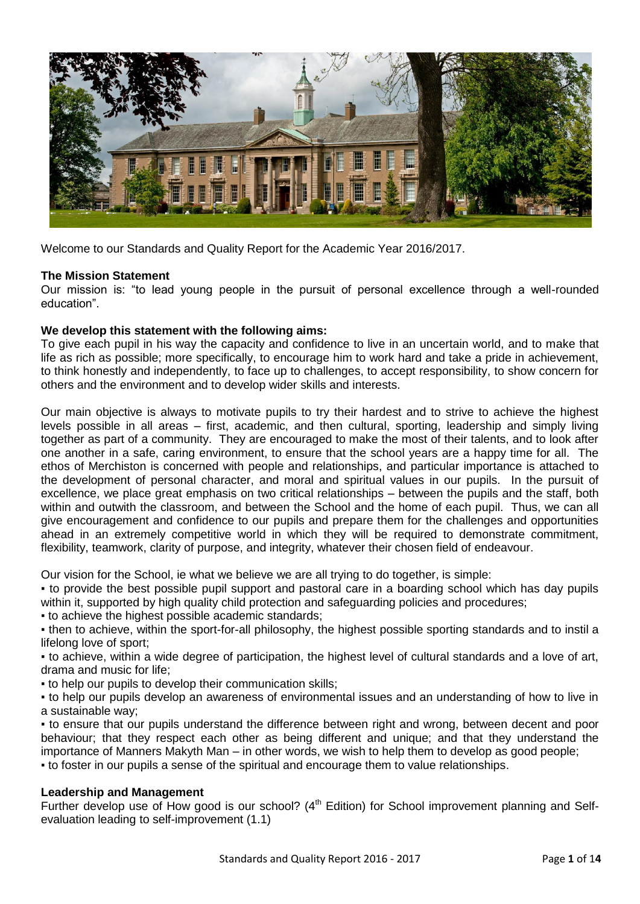Welcome to our Standards and Quality Report for the Academic Year 2016/2017.

**The Mission Statement**

Our mission is: "to lead young people in the pursuit of personal excellence through a well-rounded education".

**We develop this statement with the following aims:**

To give each pupil in his way the capacity and confidence to live in an uncertain world, and to make that life as rich as possible; more specifically, to encourage him to work hard and take a pride in achievement, to think honestly and independently, to face up to challenges, to accept responsibility, to show concern for others and the environment and to develop wider skills and interests.

Our main objective is always to motivate pupils to try their hardest and to strive to achieve the highest levels possible in all areas – first, academic, and then cultural, sporting, leadership and simply living together as part of a community. They are encouraged to make the most of their talents, and to look after one another in a safe, caring environment, to ensure that the school years are a happy time for all. The ethos of Merchiston is concerned with people and relationships, and particular importance is attached to the development of personal character, and moral and spiritual values in our pupils. In the pursuit of excellence, we place great emphasis on two critical relationships – between the pupils and the staff, both within and outwith the classroom, and between the School and the home of each pupil. Thus, we can all give encouragement and confidence to our pupils and prepare them for the challenges and opportunities ahead in an extremely competitive world in which they will be required to demonstrate commitment, flexibility, teamwork, clarity of purpose, and integrity, whatever their chosen field of endeavour.

Our vision for the School, ie what we believe we are all trying to do together, is simple:

- to provide the best possible pupil support and pastoral care in a boarding school which has day pupils within it, supported by high quality child protection and safeguarding policies and procedures;
- to achieve the highest possible academic standards;
- then to achieve, within the sport-for-all philosophy, the highest possible sporting standards and to instil a lifelong love of sport;
- to achieve, within a wide degree of participation, the highest level of cultural standards and a love of art, drama and music for life;
- to help our pupils to develop their communication skills;
- to help our pupils develop an awareness of environmental issues and an understanding of how to live in a sustainable way;
- to ensure that our pupils understand the difference between right and wrong, between decent and poor behaviour; that they respect each other as being different and unique; and that they understand the importance of Manners Makyth Man – in other words, we wish to help them to develop as good people;
- to foster in our pupils a sense of the spiritual and encourage them to value relationships.

**Leadership and Management**

Further develop use of How good is our school? (4th Edition) for School improvement planning and Self-evaluation leading to self-improvement (1.1)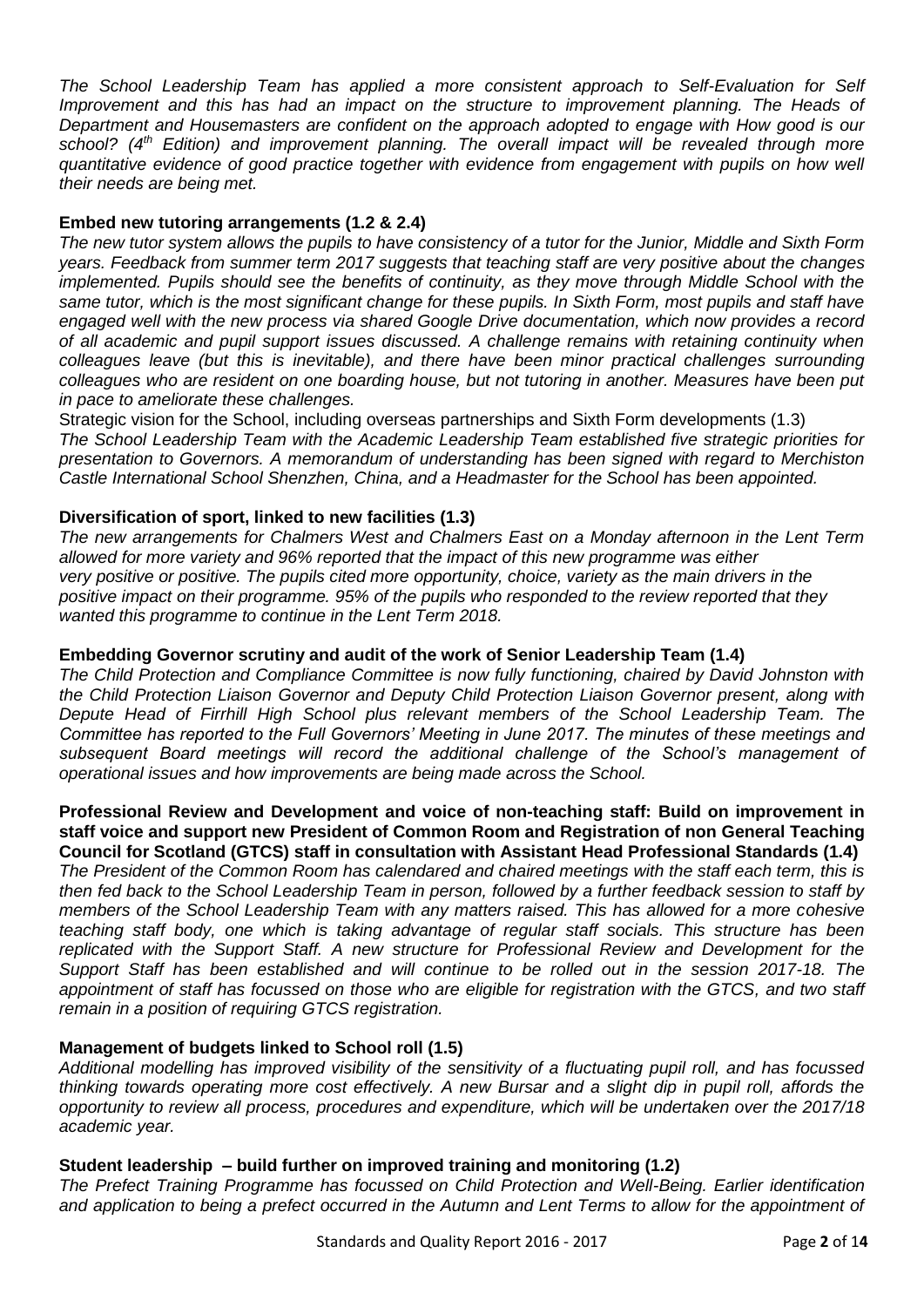*The School Leadership Team has applied a more consistent approach to Self-Evaluation for Self Improvement and this has had an impact on the structure to improvement planning. The Heads of Department and Housemasters are confident on the approach adopted to engage with How good is our school? (4th Edition) and improvement planning. The overall impact will be revealed through more quantitative evidence of good practice together with evidence from engagement with pupils on how well their needs are being met.*

**Embed new tutoring arrangements (1.2 & 2.4)**

*The new tutor system allows the pupils to have consistency of a tutor for the Junior, Middle and Sixth Form years. Feedback from summer term 2017 suggests that teaching staff are very positive about the changes implemented. Pupils should see the benefits of continuity, as they move through Middle School with the same tutor, which is the most significant change for these pupils. In Sixth Form, most pupils and staff have engaged well with the new process via shared Google Drive documentation, which now provides a record of all academic and pupil support issues discussed. A challenge remains with retaining continuity when colleagues leave (but this is inevitable), and there have been minor practical challenges surrounding colleagues who are resident on one boarding house, but not tutoring in another. Measures have been put in pace to ameliorate these challenges.*

Strategic vision for the School, including overseas partnerships and Sixth Form developments (1.3)

*The School Leadership Team with the Academic Leadership Team established five strategic priorities for presentation to Governors. A memorandum of understanding has been signed with regard to Merchiston Castle International School Shenzhen, China, and a Headmaster for the School has been appointed.*

**Diversification of sport, linked to new facilities (1.3)**

*The new arrangements for Chalmers West and Chalmers East on a Monday afternoon in the Lent Term allowed for more variety and 96% reported that the impact of this new programme was either very positive or positive. The pupils cited more opportunity, choice, variety as the main drivers in the positive impact on their programme. 95% of the pupils who responded to the review reported that they wanted this programme to continue in the Lent Term 2018.*

**Embedding Governor scrutiny and audit of the work of Senior Leadership Team (1.4)**

*The Child Protection and Compliance Committee is now fully functioning, chaired by David Johnston with the Child Protection Liaison Governor and Deputy Child Protection Liaison Governor present, along with Depute Head of Firrhill High School plus relevant members of the School Leadership Team. The Committee has reported to the Full Governors' Meeting in June 2017. The minutes of these meetings and subsequent Board meetings will record the additional challenge of the School's management of operational issues and how improvements are being made across the School.*

**Professional Review and Development and voice of non-teaching staff: Build on improvement in staff voice and support new President of Common Room and Registration of non General Teaching Council for Scotland (GTCS) staff in consultation with Assistant Head Professional Standards (1.4)**

*The President of the Common Room has calendared and chaired meetings with the staff each term, this is then fed back to the School Leadership Team in person, followed by a further feedback session to staff by members of the School Leadership Team with any matters raised. This has allowed for a more cohesive teaching staff body, one which is taking advantage of regular staff socials. This structure has been replicated with the Support Staff. A new structure for Professional Review and Development for the Support Staff has been established and will continue to be rolled out in the session 2017-18. The appointment of staff has focussed on those who are eligible for registration with the GTCS, and two staff remain in a position of requiring GTCS registration.*

**Management of budgets linked to School roll (1.5)**

*Additional modelling has improved visibility of the sensitivity of a fluctuating pupil roll, and has focussed thinking towards operating more cost effectively. A new Bursar and a slight dip in pupil roll, affords the opportunity to review all process, procedures and expenditure, which will be undertaken over the 2017/18 academic year.*

**Student leadership – build further on improved training and monitoring (1.2)**

*The Prefect Training Programme has focussed on Child Protection and Well-Being. Earlier identification and application to being a prefect occurred in the Autumn and Lent Terms to allow for the appointment of*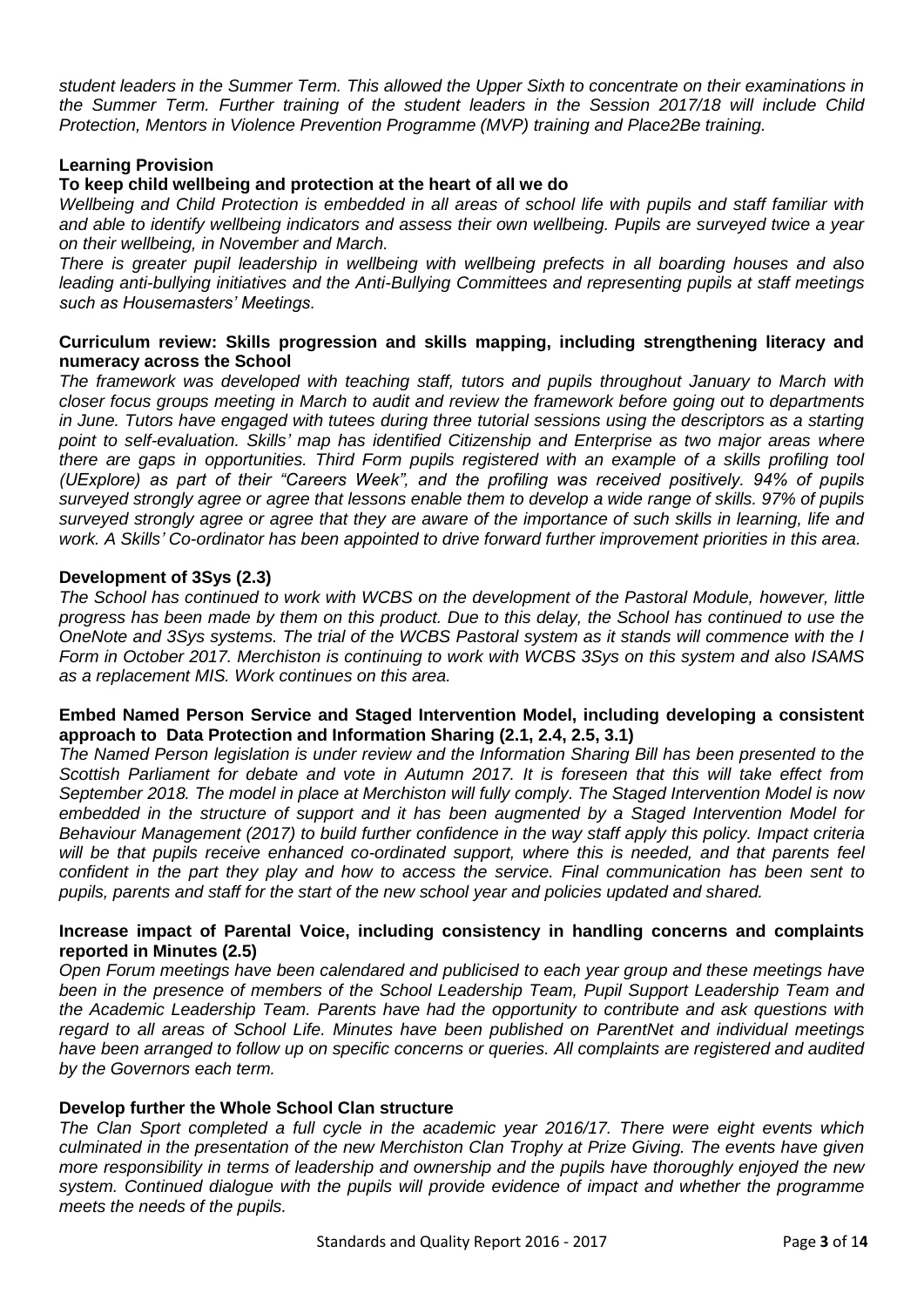*student leaders in the Summer Term. This allowed the Upper Sixth to concentrate on their examinations in the Summer Term. Further training of the student leaders in the Session 2017/18 will include Child Protection, Mentors in Violence Prevention Programme (MVP) training and Place2Be training.*

**Learning Provision**

**To keep child wellbeing and protection at the heart of all we do**

*Wellbeing and Child Protection is embedded in all areas of school life with pupils and staff familiar with and able to identify wellbeing indicators and assess their own wellbeing. Pupils are surveyed twice a year on their wellbeing, in November and March.*

*There is greater pupil leadership in wellbeing with wellbeing prefects in all boarding houses and also leading anti-bullying initiatives and the Anti-Bullying Committees and representing pupils at staff meetings such as Housemasters' Meetings.*

**Curriculum review: Skills progression and skills mapping, including strengthening literacy and numeracy across the School**

*The framework was developed with teaching staff, tutors and pupils throughout January to March with closer focus groups meeting in March to audit and review the framework before going out to departments in June. Tutors have engaged with tutees during three tutorial sessions using the descriptors as a starting point to self-evaluation. Skills' map has identified Citizenship and Enterprise as two major areas where there are gaps in opportunities. Third Form pupils registered with an example of a skills profiling tool (UExplore) as part of their "Careers Week", and the profiling was received positively. 94% of pupils surveyed strongly agree or agree that lessons enable them to develop a wide range of skills. 97% of pupils surveyed strongly agree or agree that they are aware of the importance of such skills in learning, life and work. A Skills' Co-ordinator has been appointed to drive forward further improvement priorities in this area.*

**Development of 3Sys (2.3)**

*The School has continued to work with WCBS on the development of the Pastoral Module, however, little progress has been made by them on this product. Due to this delay, the School has continued to use the OneNote and 3Sys systems. The trial of the WCBS Pastoral system as it stands will commence with the I Form in October 2017. Merchiston is continuing to work with WCBS 3Sys on this system and also ISAMS as a replacement MIS. Work continues on this area.*

**Embed Named Person Service and Staged Intervention Model, including developing a consistent approach to Data Protection and Information Sharing (2.1, 2.4, 2.5, 3.1)**

*The Named Person legislation is under review and the Information Sharing Bill has been presented to the Scottish Parliament for debate and vote in Autumn 2017. It is foreseen that this will take effect from September 2018. The model in place at Merchiston will fully comply. The Staged Intervention Model is now embedded in the structure of support and it has been augmented by a Staged Intervention Model for Behaviour Management (2017) to build further confidence in the way staff apply this policy. Impact criteria will be that pupils receive enhanced co-ordinated support, where this is needed, and that parents feel confident in the part they play and how to access the service. Final communication has been sent to pupils, parents and staff for the start of the new school year and policies updated and shared.*

**Increase impact of Parental Voice, including consistency in handling concerns and complaints reported in Minutes (2.5)**

*Open Forum meetings have been calendared and publicised to each year group and these meetings have been in the presence of members of the School Leadership Team, Pupil Support Leadership Team and the Academic Leadership Team. Parents have had the opportunity to contribute and ask questions with regard to all areas of School Life. Minutes have been published on ParentNet and individual meetings have been arranged to follow up on specific concerns or queries. All complaints are registered and audited by the Governors each term.*

**Develop further the Whole School Clan structure**

*The Clan Sport completed a full cycle in the academic year 2016/17. There were eight events which culminated in the presentation of the new Merchiston Clan Trophy at Prize Giving. The events have given more responsibility in terms of leadership and ownership and the pupils have thoroughly enjoyed the new system. Continued dialogue with the pupils will provide evidence of impact and whether the programme meets the needs of the pupils.*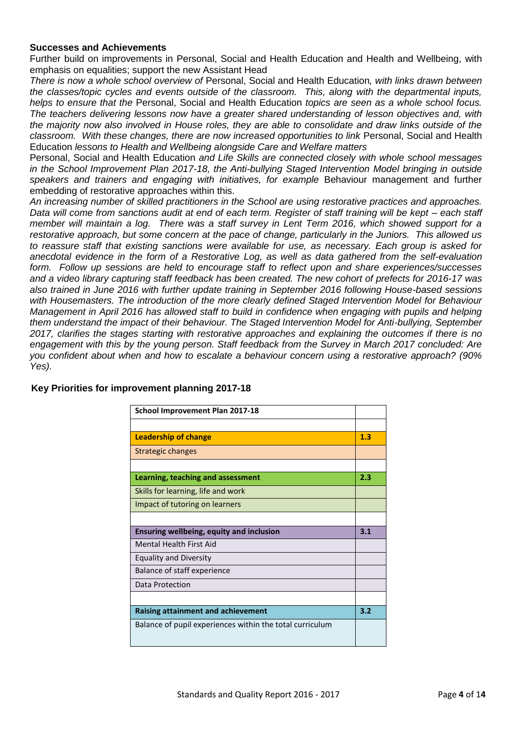**Successes and Achievements**

Further build on improvements in Personal, Social and Health Education and Health and Wellbeing, with emphasis on equalities; support the new Assistant Head

*There is now a whole school overview of* Personal, Social and Health Education*, with links drawn between the classes/topic cycles and events outside of the classroom. This, along with the departmental inputs, helps to ensure that the* Personal, Social and Health Education *topics are seen as a whole school focus. The teachers delivering lessons now have a greater shared understanding of lesson objectives and, with the majority now also involved in House roles, they are able to consolidate and draw links outside of the classroom. With these changes, there are now increased opportunities to link* Personal, Social and Health Education *lessons to Health and Wellbeing alongside Care and Welfare matters*

Personal, Social and Health Education *and Life Skills are connected closely with whole school messages in the School Improvement Plan 2017-18, the Anti-bullying Staged Intervention Model bringing in outside speakers and trainers and engaging with initiatives, for example* Behaviour management and further embedding of restorative approaches within this.

*An increasing number of skilled practitioners in the School are using restorative practices and approaches. Data will come from sanctions audit at end of each term. Register of staff training will be kept – each staff member will maintain a log. There was a staff survey in Lent Term 2016, which showed support for a restorative approach, but some concern at the pace of change, particularly in the Juniors. This allowed us to reassure staff that existing sanctions were available for use, as necessary. Each group is asked for anecdotal evidence in the form of a Restorative Log, as well as data gathered from the self-evaluation form. Follow up sessions are held to encourage staff to reflect upon and share experiences/successes and a video library capturing staff feedback has been created. The new cohort of prefects for 2016-17 was also trained in June 2016 with further update training in September 2016 following House-based sessions with Housemasters. The introduction of the more clearly defined Staged Intervention Model for Behaviour Management in April 2016 has allowed staff to build in confidence when engaging with pupils and helping them understand the impact of their behaviour. The Staged Intervention Model for Anti-bullying, September 2017, clarifies the stages starting with restorative approaches and explaining the outcomes if there is no engagement with this by the young person. Staff feedback from the Survey in March 2017 concluded: Are you confident about when and how to escalate a behaviour concern using a restorative approach? (90% Yes).*

**Key Priorities for improvement planning 2017-18**

| School Improvement Plan 2017-18 | |
|---|---|
| | |
| **Leadership of change** | **1.3** |
| Strategic changes | |
| | |
| **Learning, teaching and assessment** | **2.3** |
| Skills for learning, life and work | |
| Impact of tutoring on learners | |
| | |
| **Ensuring wellbeing, equity and inclusion** | **3.1** |
| Mental Health First Aid | |
| Equality and Diversity | |
| Balance of staff experience | |
| Data Protection | |
| | |
| **Raising attainment and achievement** | **3.2** |
| Balance of pupil experiences within the total curriculum | |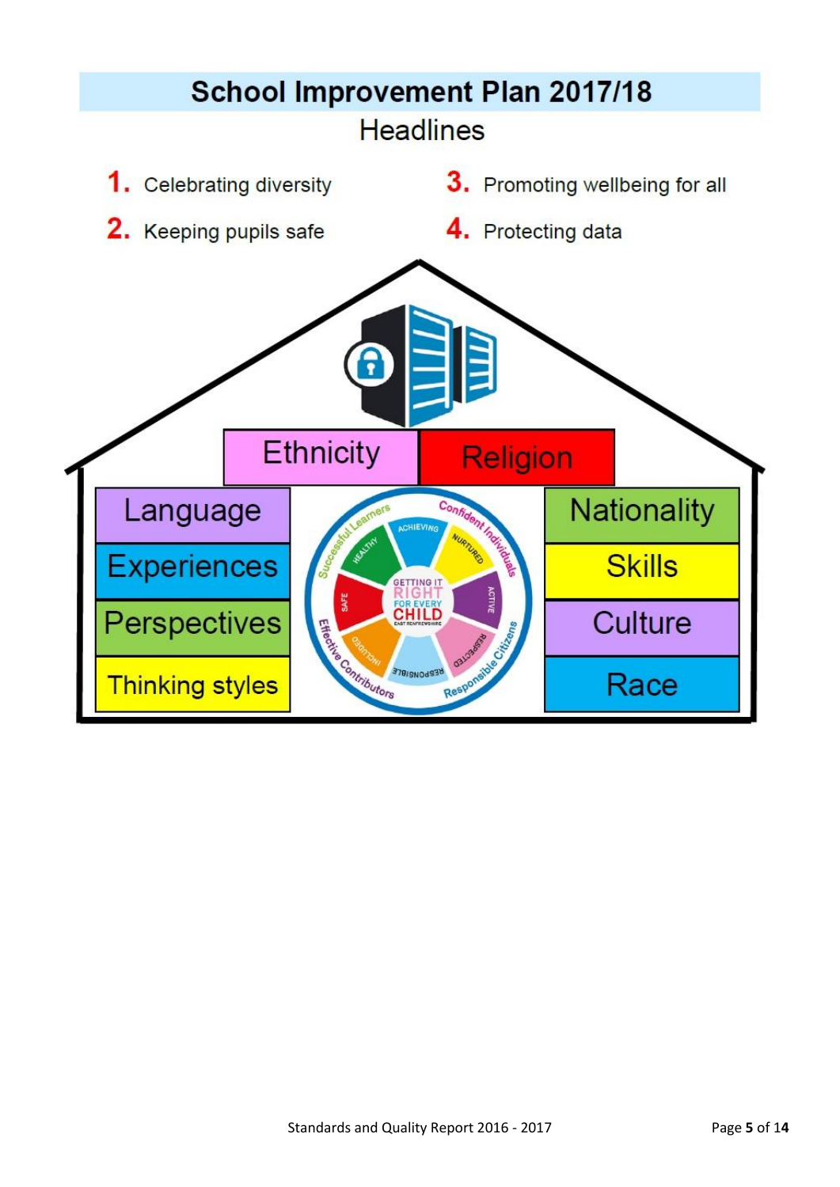# School Improvement Plan 2017/18

## Headlines

1. Celebrating diversity
2. Keeping pupils safe
3. Promoting wellbeing for all
4. Protecting data

Ethnicity

Religion

Language

Experiences

Perspectives

Thinking styles

Nationality

Skills

Culture

Race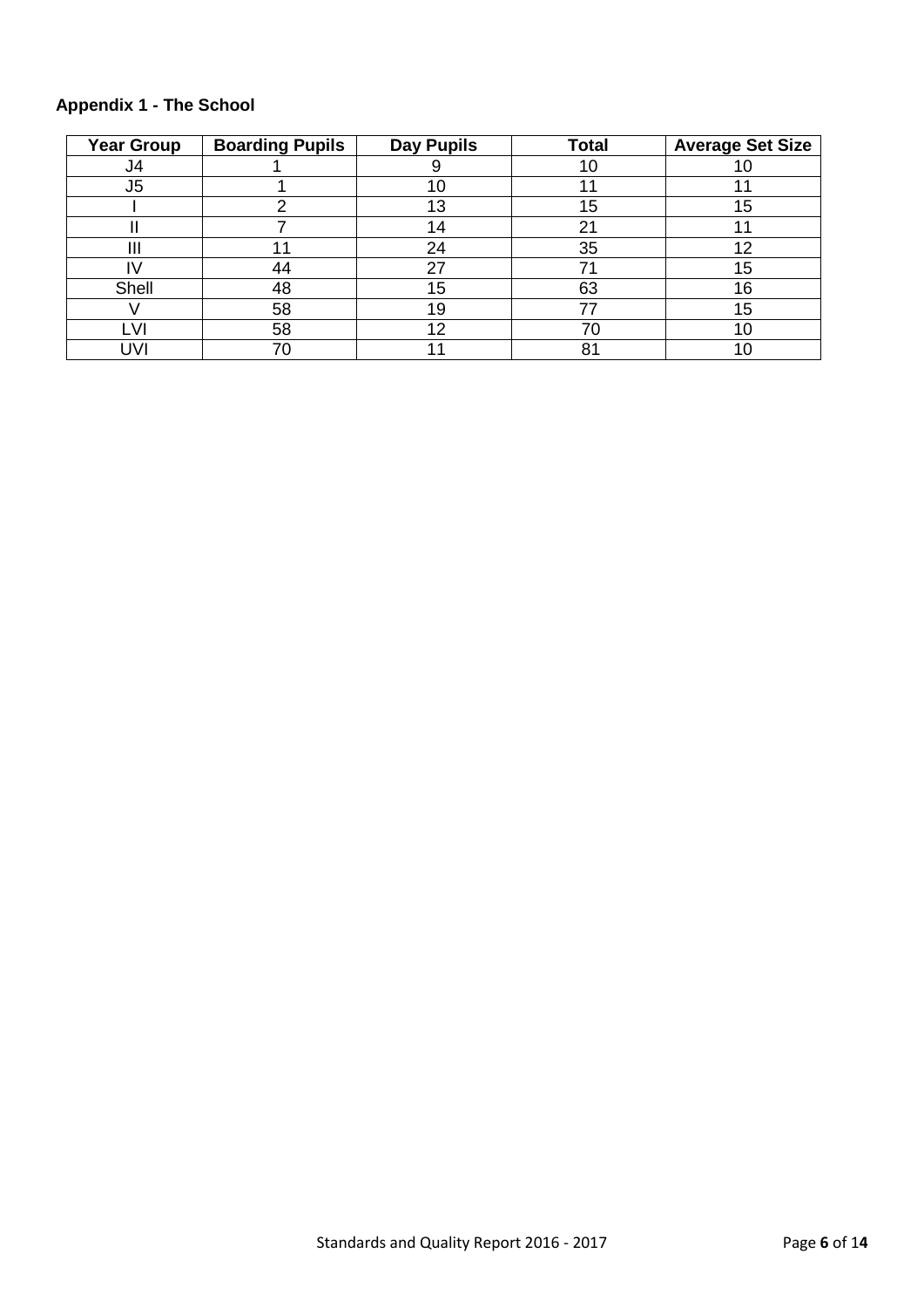**Appendix 1 - The School**

| Year Group | Boarding Pupils | Day Pupils | Total | Average Set Size |
|---|---|---|---|---|
| J4 | 1 | 9 | 10 | 10 |
| J5 | 1 | 10 | 11 | 11 |
| I | 2 | 13 | 15 | 15 |
| II | 7 | 14 | 21 | 11 |
| III | 11 | 24 | 35 | 12 |
| IV | 44 | 27 | 71 | 15 |
| Shell | 48 | 15 | 63 | 16 |
| V | 58 | 19 | 77 | 15 |
| LVI | 58 | 12 | 70 | 10 |
| UVI | 70 | 11 | 81 | 10 |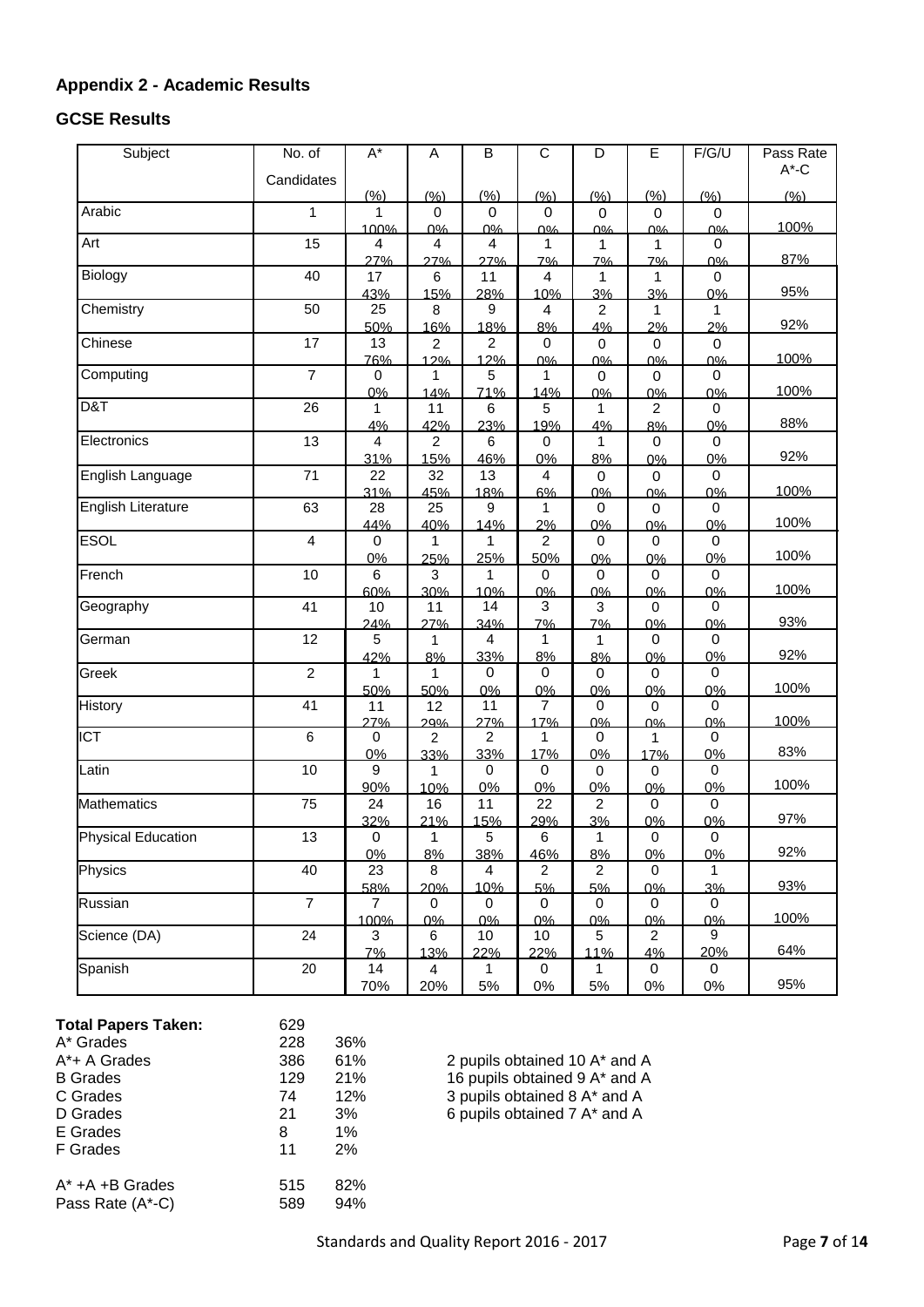## Appendix 2 - Academic Results

### GCSE Results

| Subject | No. of Candidates | A* (%) | A (%) | B (%) | C (%) | D (%) | E (%) | F/G/U (%) | Pass Rate A*-C (%) |
|---|---|---|---|---|---|---|---|---|---|
| Arabic | 1 | 1 100% | 0 0% | 0 0% | 0 0% | 0 0% | 0 0% | 0 0% | 100% |
| Art | 15 | 4 27% | 4 27% | 4 27% | 1 7% | 1 7% | 1 7% | 0 0% | 87% |
| Biology | 40 | 17 43% | 6 15% | 11 28% | 4 10% | 1 3% | 1 3% | 0 0% | 95% |
| Chemistry | 50 | 25 50% | 8 16% | 9 18% | 4 8% | 2 4% | 1 2% | 1 2% | 92% |
| Chinese | 17 | 13 76% | 2 12% | 2 12% | 0 0% | 0 0% | 0 0% | 0 0% | 100% |
| Computing | 7 | 0 0% | 1 14% | 5 71% | 1 14% | 0 0% | 0 0% | 0 0% | 100% |
| D&T | 26 | 1 4% | 11 42% | 6 23% | 5 19% | 1 4% | 2 8% | 0 0% | 88% |
| Electronics | 13 | 4 31% | 2 15% | 6 46% | 0 0% | 1 8% | 0 0% | 0 0% | 92% |
| English Language | 71 | 22 31% | 32 45% | 13 18% | 4 6% | 0 0% | 0 0% | 0 0% | 100% |
| English Literature | 63 | 28 44% | 25 40% | 9 14% | 1 2% | 0 0% | 0 0% | 0 0% | 100% |
| ESOL | 4 | 0 0% | 1 25% | 1 25% | 2 50% | 0 0% | 0 0% | 0 0% | 100% |
| French | 10 | 6 60% | 3 30% | 1 10% | 0 0% | 0 0% | 0 0% | 0 0% | 100% |
| Geography | 41 | 10 24% | 11 27% | 14 34% | 3 7% | 3 7% | 0 0% | 0 0% | 93% |
| German | 12 | 5 42% | 1 8% | 4 33% | 1 8% | 1 8% | 0 0% | 0 0% | 92% |
| Greek | 2 | 1 50% | 1 50% | 0 0% | 0 0% | 0 0% | 0 0% | 0 0% | 100% |
| History | 41 | 11 27% | 12 29% | 11 27% | 7 17% | 0 0% | 0 0% | 0 0% | 100% |
| ICT | 6 | 0 0% | 2 33% | 2 33% | 1 17% | 0 0% | 1 17% | 0 0% | 83% |
| Latin | 10 | 9 90% | 1 10% | 0 0% | 0 0% | 0 0% | 0 0% | 0 0% | 100% |
| Mathematics | 75 | 24 32% | 16 21% | 11 15% | 22 29% | 2 3% | 0 0% | 0 0% | 97% |
| Physical Education | 13 | 0 0% | 1 8% | 5 38% | 6 46% | 1 8% | 0 0% | 0 0% | 92% |
| Physics | 40 | 23 58% | 8 20% | 4 10% | 2 5% | 2 5% | 0 0% | 1 3% | 93% |
| Russian | 7 | 7 100% | 0 0% | 0 0% | 0 0% | 0 0% | 0 0% | 0 0% | 100% |
| Science (DA) | 24 | 3 7% | 6 13% | 10 22% | 10 22% | 5 11% | 2 4% | 9 20% | 64% |
| Spanish | 20 | 14 70% | 4 20% | 1 5% | 0 0% | 1 5% | 0 0% | 0 0% | 95% |

| **Total Papers Taken:** | 629 | |
|---|---|---|
| A* Grades | 228 | 36% |
| A*+ A Grades | 386 | 61% |
| B Grades | 129 | 21% |
| C Grades | 74 | 12% |
| D Grades | 21 | 3% |
| E Grades | 8 | 1% |
| F Grades | 11 | 2% |
| A* +A +B Grades | 515 | 82% |
| Pass Rate (A*-C) | 589 | 94% |

2 pupils obtained 10 A* and A
16 pupils obtained 9 A* and A
3 pupils obtained 8 A* and A
6 pupils obtained 7 A* and A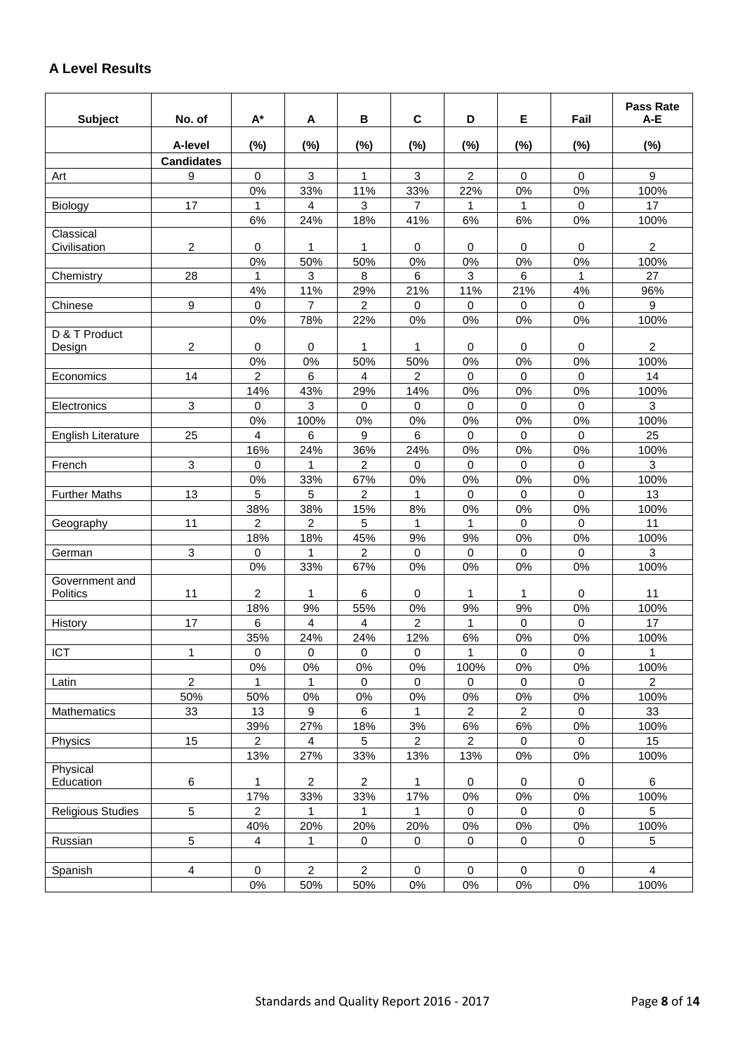## A Level Results

| Subject | No. of | A* | A | B | C | D | E | Fail | Pass Rate A-E |
|---|---|---|---|---|---|---|---|---|---|
| | A-level | (%) | (%) | (%) | (%) | (%) | (%) | (%) | (%) |
| | Candidates | | | | | | | | |
| Art | 9 | 0 | 3 | 1 | 3 | 2 | 0 | 0 | 9 |
| | | 0% | 33% | 11% | 33% | 22% | 0% | 0% | 100% |
| Biology | 17 | 1 | 4 | 3 | 7 | 1 | 1 | 0 | 17 |
| | | 6% | 24% | 18% | 41% | 6% | 6% | 0% | 100% |
| Classical Civilisation | 2 | 0 | 1 | 1 | 0 | 0 | 0 | 0 | 2 |
| | | 0% | 50% | 50% | 0% | 0% | 0% | 0% | 100% |
| Chemistry | 28 | 1 | 3 | 8 | 6 | 3 | 6 | 1 | 27 |
| | | 4% | 11% | 29% | 21% | 11% | 21% | 4% | 96% |
| Chinese | 9 | 0 | 7 | 2 | 0 | 0 | 0 | 0 | 9 |
| | | 0% | 78% | 22% | 0% | 0% | 0% | 0% | 100% |
| D & T Product Design | 2 | 0 | 0 | 1 | 1 | 0 | 0 | 0 | 2 |
| | | 0% | 0% | 50% | 50% | 0% | 0% | 0% | 100% |
| Economics | 14 | 2 | 6 | 4 | 2 | 0 | 0 | 0 | 14 |
| | | 14% | 43% | 29% | 14% | 0% | 0% | 0% | 100% |
| Electronics | 3 | 0 | 3 | 0 | 0 | 0 | 0 | 0 | 3 |
| | | 0% | 100% | 0% | 0% | 0% | 0% | 0% | 100% |
| English Literature | 25 | 4 | 6 | 9 | 6 | 0 | 0 | 0 | 25 |
| | | 16% | 24% | 36% | 24% | 0% | 0% | 0% | 100% |
| French | 3 | 0 | 1 | 2 | 0 | 0 | 0 | 0 | 3 |
| | | 0% | 33% | 67% | 0% | 0% | 0% | 0% | 100% |
| Further Maths | 13 | 5 | 5 | 2 | 1 | 0 | 0 | 0 | 13 |
| | | 38% | 38% | 15% | 8% | 0% | 0% | 0% | 100% |
| Geography | 11 | 2 | 2 | 5 | 1 | 1 | 0 | 0 | 11 |
| | | 18% | 18% | 45% | 9% | 9% | 0% | 0% | 100% |
| German | 3 | 0 | 1 | 2 | 0 | 0 | 0 | 0 | 3 |
| | | 0% | 33% | 67% | 0% | 0% | 0% | 0% | 100% |
| Government and Politics | 11 | 2 | 1 | 6 | 0 | 1 | 1 | 0 | 11 |
| | | 18% | 9% | 55% | 0% | 9% | 9% | 0% | 100% |
| History | 17 | 6 | 4 | 4 | 2 | 1 | 0 | 0 | 17 |
| | | 35% | 24% | 24% | 12% | 6% | 0% | 0% | 100% |
| ICT | 1 | 0 | 0 | 0 | 0 | 1 | 0 | 0 | 1 |
| | | 0% | 0% | 0% | 0% | 100% | 0% | 0% | 100% |
| Latin | 2 | 1 | 1 | 0 | 0 | 0 | 0 | 0 | 2 |
| | 50% | 50% | 0% | 0% | 0% | 0% | 0% | 0% | 100% |
| Mathematics | 33 | 13 | 9 | 6 | 1 | 2 | 2 | 0 | 33 |
| | | 39% | 27% | 18% | 3% | 6% | 6% | 0% | 100% |
| Physics | 15 | 2 | 4 | 5 | 2 | 2 | 0 | 0 | 15 |
| | | 13% | 27% | 33% | 13% | 13% | 0% | 0% | 100% |
| Physical Education | 6 | 1 | 2 | 2 | 1 | 0 | 0 | 0 | 6 |
| | | 17% | 33% | 33% | 17% | 0% | 0% | 0% | 100% |
| Religious Studies | 5 | 2 | 1 | 1 | 1 | 0 | 0 | 0 | 5 |
| | | 40% | 20% | 20% | 20% | 0% | 0% | 0% | 100% |
| Russian | 5 | 4 | 1 | 0 | 0 | 0 | 0 | 0 | 5 |
| | | | | | | | | | |
| Spanish | 4 | 0 | 2 | 2 | 0 | 0 | 0 | 0 | 4 |
| | | 0% | 50% | 50% | 0% | 0% | 0% | 0% | 100% |

Standards and Quality Report 2016 - 2017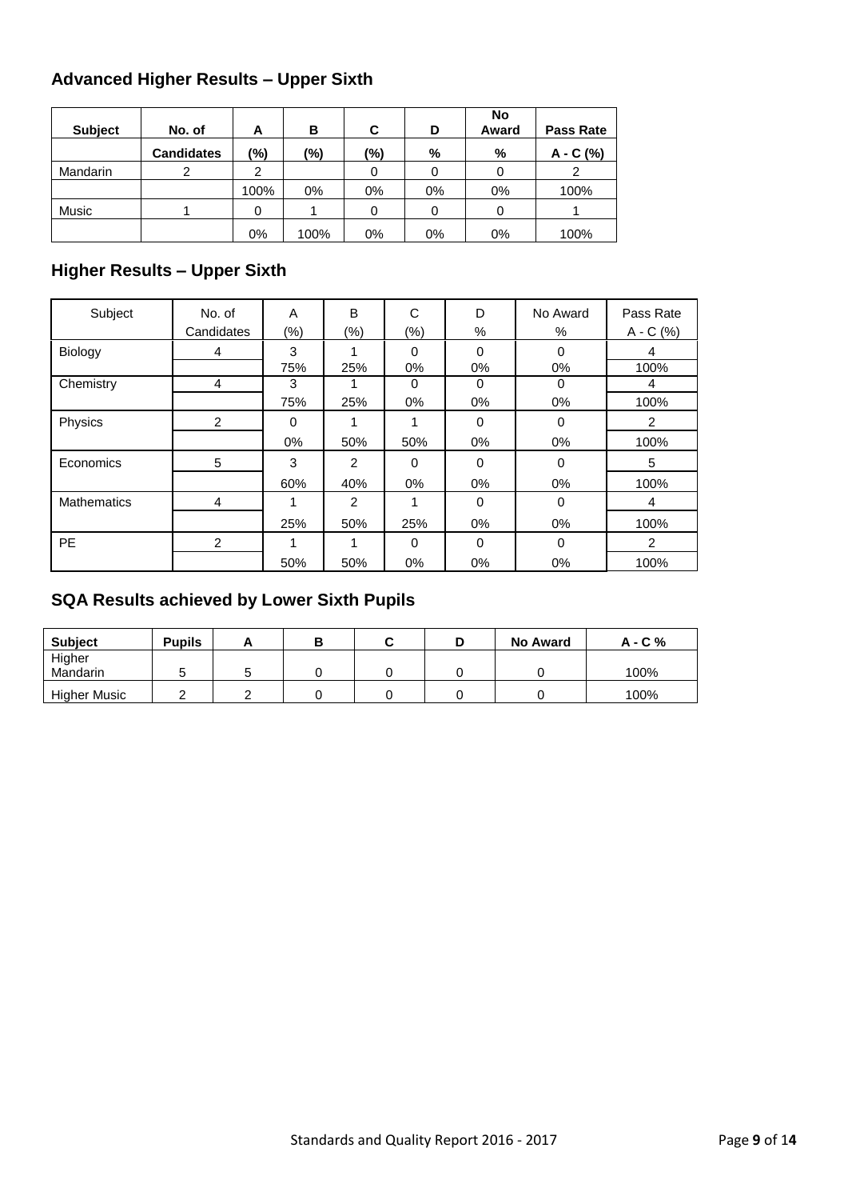## Advanced Higher Results – Upper Sixth

| Subject | No. of | A | B | C | D | No Award | Pass Rate |
|---|---|---|---|---|---|---|---|
| | **Candidates** | **(%)** | **(%)** | **(%)** | **%** | **%** | **A - C (%)** |
| Mandarin | 2 | 2 | | 0 | 0 | 0 | 2 |
| | | 100% | 0% | 0% | 0% | 0% | 100% |
| Music | 1 | 0 | 1 | 0 | 0 | 0 | 1 |
| | | 0% | 100% | 0% | 0% | 0% | 100% |

## Higher Results – Upper Sixth

| Subject | No. of Candidates | A (%) | B (%) | C (%) | D % | No Award % | Pass Rate A - C (%) |
|---|---|---|---|---|---|---|---|
| Biology | 4 | 3 | 1 | 0 | 0 | 0 | 4 |
| | | 75% | 25% | 0% | 0% | 0% | 100% |
| Chemistry | 4 | 3 | 1 | 0 | 0 | 0 | 4 |
| | | 75% | 25% | 0% | 0% | 0% | 100% |
| Physics | 2 | 0 | 1 | 1 | 0 | 0 | 2 |
| | | 0% | 50% | 50% | 0% | 0% | 100% |
| Economics | 5 | 3 | 2 | 0 | 0 | 0 | 5 |
| | | 60% | 40% | 0% | 0% | 0% | 100% |
| Mathematics | 4 | 1 | 2 | 1 | 0 | 0 | 4 |
| | | 25% | 50% | 25% | 0% | 0% | 100% |
| PE | 2 | 1 | 1 | 0 | 0 | 0 | 2 |
| | | 50% | 50% | 0% | 0% | 0% | 100% |

## SQA Results achieved by Lower Sixth Pupils

| Subject | Pupils | A | B | C | D | No Award | A - C % |
|---|---|---|---|---|---|---|---|
| Higher Mandarin | 5 | 5 | 0 | 0 | 0 | 0 | 100% |
| Higher Music | 2 | 2 | 0 | 0 | 0 | 0 | 100% |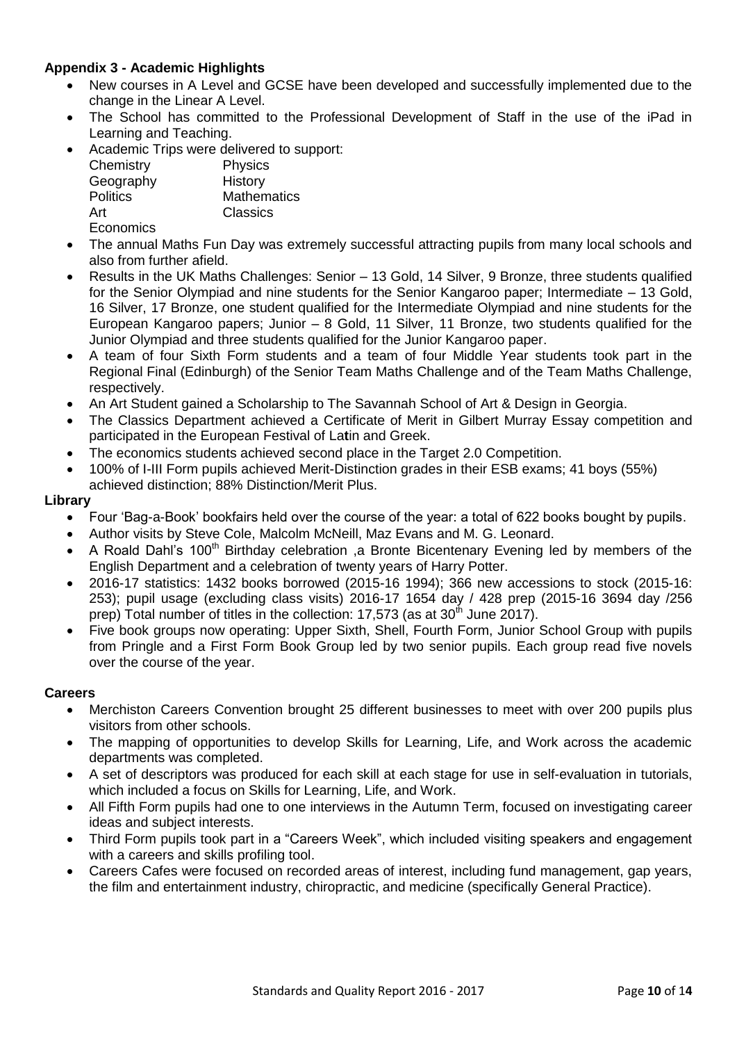### Appendix 3 - Academic Highlights

- New courses in A Level and GCSE have been developed and successfully implemented due to the change in the Linear A Level.
- The School has committed to the Professional Development of Staff in the use of the iPad in Learning and Teaching.
- Academic Trips were delivered to support:

  | | |
  |---|---|
  | Chemistry | Physics |
  | Geography | History |
  | Politics | Mathematics |
  | Art | Classics |
  | Economics | |

- The annual Maths Fun Day was extremely successful attracting pupils from many local schools and also from further afield.
- Results in the UK Maths Challenges: Senior – 13 Gold, 14 Silver, 9 Bronze, three students qualified for the Senior Olympiad and nine students for the Senior Kangaroo paper; Intermediate – 13 Gold, 16 Silver, 17 Bronze, one student qualified for the Intermediate Olympiad and nine students for the European Kangaroo papers; Junior – 8 Gold, 11 Silver, 11 Bronze, two students qualified for the Junior Olympiad and three students qualified for the Junior Kangaroo paper.
- A team of four Sixth Form students and a team of four Middle Year students took part in the Regional Final (Edinburgh) of the Senior Team Maths Challenge and of the Team Maths Challenge, respectively.
- An Art Student gained a Scholarship to The Savannah School of Art & Design in Georgia.
- The Classics Department achieved a Certificate of Merit in Gilbert Murray Essay competition and participated in the European Festival of Latin and Greek.
- The economics students achieved second place in the Target 2.0 Competition.
- 100% of I-III Form pupils achieved Merit-Distinction grades in their ESB exams; 41 boys (55%) achieved distinction; 88% Distinction/Merit Plus.

**Library**

- Four 'Bag-a-Book' bookfairs held over the course of the year: a total of 622 books bought by pupils.
- Author visits by Steve Cole, Malcolm McNeill, Maz Evans and M. G. Leonard.
- A Roald Dahl's 100th Birthday celebration ,a Bronte Bicentenary Evening led by members of the English Department and a celebration of twenty years of Harry Potter.
- 2016-17 statistics: 1432 books borrowed (2015-16 1994); 366 new accessions to stock (2015-16: 253); pupil usage (excluding class visits) 2016-17 1654 day / 428 prep (2015-16 3694 day /256 prep) Total number of titles in the collection: 17,573 (as at 30th June 2017).
- Five book groups now operating: Upper Sixth, Shell, Fourth Form, Junior School Group with pupils from Pringle and a First Form Book Group led by two senior pupils. Each group read five novels over the course of the year.

**Careers**

- Merchiston Careers Convention brought 25 different businesses to meet with over 200 pupils plus visitors from other schools.
- The mapping of opportunities to develop Skills for Learning, Life, and Work across the academic departments was completed.
- A set of descriptors was produced for each skill at each stage for use in self-evaluation in tutorials, which included a focus on Skills for Learning, Life, and Work.
- All Fifth Form pupils had one to one interviews in the Autumn Term, focused on investigating career ideas and subject interests.
- Third Form pupils took part in a "Careers Week", which included visiting speakers and engagement with a careers and skills profiling tool.
- Careers Cafes were focused on recorded areas of interest, including fund management, gap years, the film and entertainment industry, chiropractic, and medicine (specifically General Practice).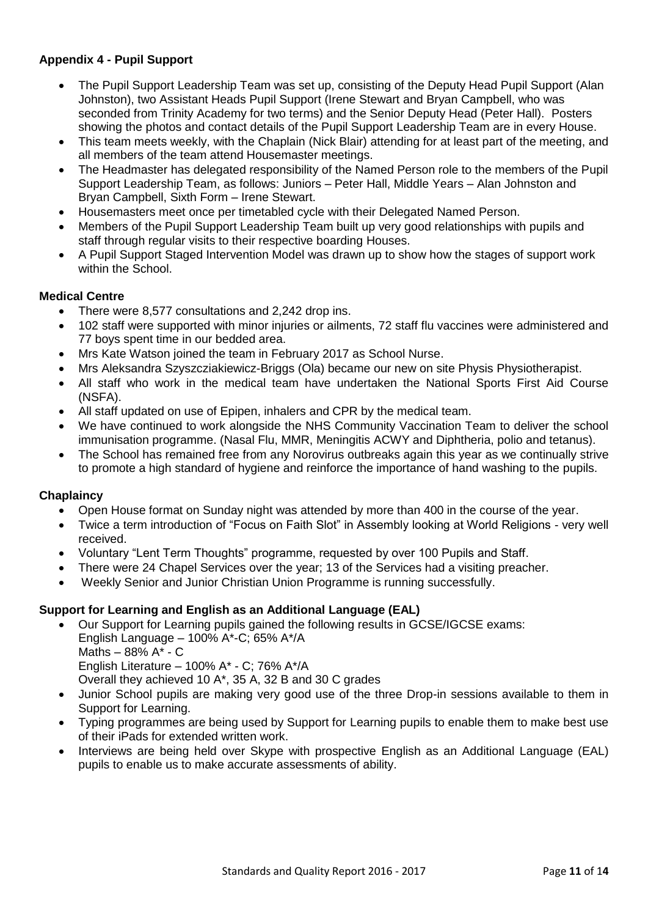**Appendix 4 - Pupil Support**

- The Pupil Support Leadership Team was set up, consisting of the Deputy Head Pupil Support (Alan Johnston), two Assistant Heads Pupil Support (Irene Stewart and Bryan Campbell, who was seconded from Trinity Academy for two terms) and the Senior Deputy Head (Peter Hall). Posters showing the photos and contact details of the Pupil Support Leadership Team are in every House.
- This team meets weekly, with the Chaplain (Nick Blair) attending for at least part of the meeting, and all members of the team attend Housemaster meetings.
- The Headmaster has delegated responsibility of the Named Person role to the members of the Pupil Support Leadership Team, as follows: Juniors – Peter Hall, Middle Years – Alan Johnston and Bryan Campbell, Sixth Form – Irene Stewart.
- Housemasters meet once per timetabled cycle with their Delegated Named Person.
- Members of the Pupil Support Leadership Team built up very good relationships with pupils and staff through regular visits to their respective boarding Houses.
- A Pupil Support Staged Intervention Model was drawn up to show how the stages of support work within the School.

**Medical Centre**

- There were 8,577 consultations and 2,242 drop ins.
- 102 staff were supported with minor injuries or ailments, 72 staff flu vaccines were administered and 77 boys spent time in our bedded area.
- Mrs Kate Watson joined the team in February 2017 as School Nurse.
- Mrs Aleksandra Szyszcziakiewicz-Briggs (Ola) became our new on site Physis Physiotherapist.
- All staff who work in the medical team have undertaken the National Sports First Aid Course (NSFA).
- All staff updated on use of Epipen, inhalers and CPR by the medical team.
- We have continued to work alongside the NHS Community Vaccination Team to deliver the school immunisation programme. (Nasal Flu, MMR, Meningitis ACWY and Diphtheria, polio and tetanus).
- The School has remained free from any Norovirus outbreaks again this year as we continually strive to promote a high standard of hygiene and reinforce the importance of hand washing to the pupils.

**Chaplaincy**

- Open House format on Sunday night was attended by more than 400 in the course of the year.
- Twice a term introduction of "Focus on Faith Slot" in Assembly looking at World Religions - very well received.
- Voluntary "Lent Term Thoughts" programme, requested by over 100 Pupils and Staff.
- There were 24 Chapel Services over the year; 13 of the Services had a visiting preacher.
- Weekly Senior and Junior Christian Union Programme is running successfully.

**Support for Learning and English as an Additional Language (EAL)**

- Our Support for Learning pupils gained the following results in GCSE/IGCSE exams:
  English Language – 100% A*-C; 65% A*/A
  Maths – 88% A* - C
  English Literature – 100% A* - C; 76% A*/A
  Overall they achieved 10 A*, 35 A, 32 B and 30 C grades
- Junior School pupils are making very good use of the three Drop-in sessions available to them in Support for Learning.
- Typing programmes are being used by Support for Learning pupils to enable them to make best use of their iPads for extended written work.
- Interviews are being held over Skype with prospective English as an Additional Language (EAL) pupils to enable us to make accurate assessments of ability.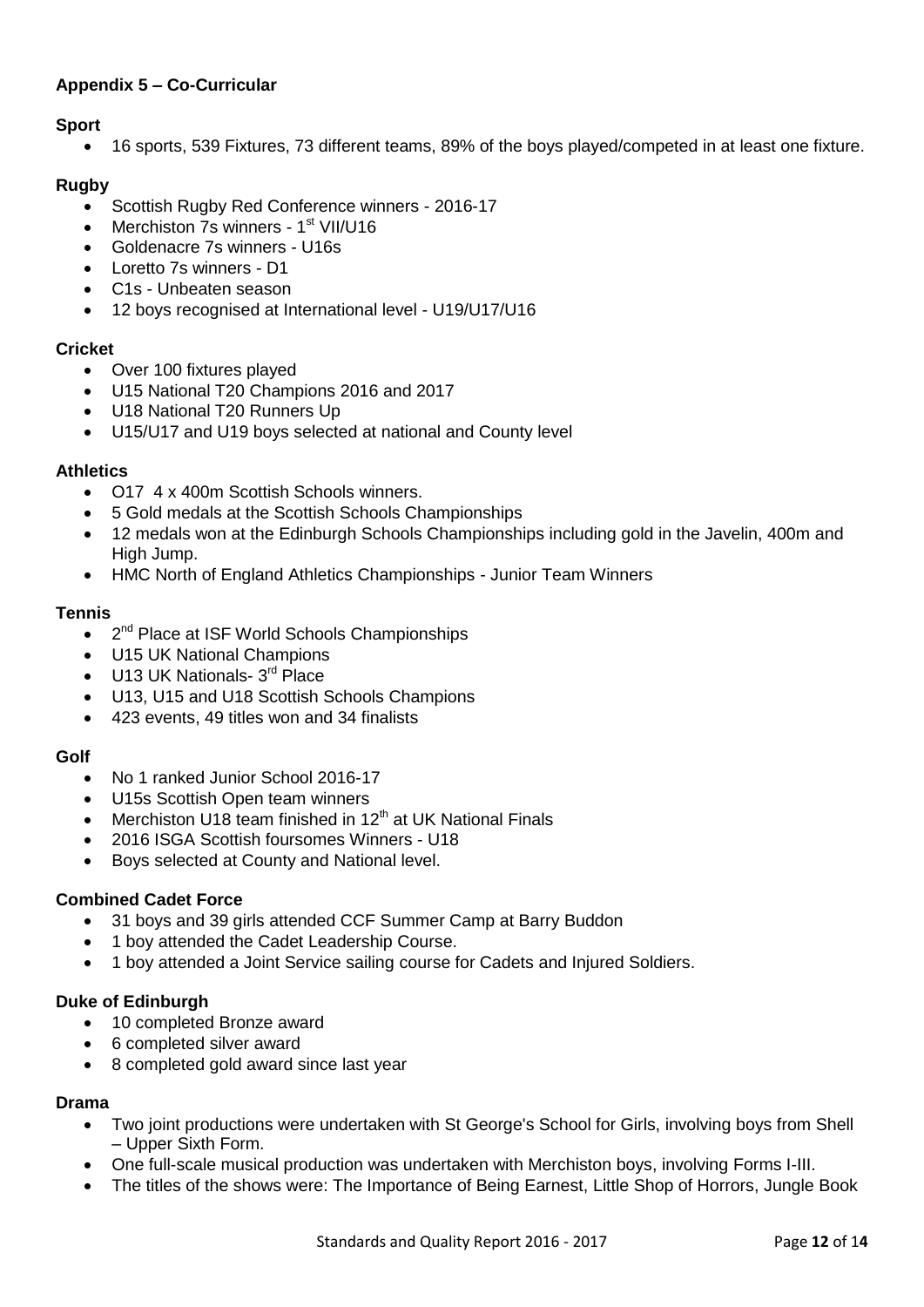## Appendix 5 – Co-Curricular

### Sport

- 16 sports, 539 Fixtures, 73 different teams, 89% of the boys played/competed in at least one fixture.

### Rugby

- Scottish Rugby Red Conference winners - 2016-17
- Merchiston 7s winners - 1st VII/U16
- Goldenacre 7s winners - U16s
- Loretto 7s winners - D1
- C1s - Unbeaten season
- 12 boys recognised at International level - U19/U17/U16

### Cricket

- Over 100 fixtures played
- U15 National T20 Champions 2016 and 2017
- U18 National T20 Runners Up
- U15/U17 and U19 boys selected at national and County level

### Athletics

- O17 4 x 400m Scottish Schools winners.
- 5 Gold medals at the Scottish Schools Championships
- 12 medals won at the Edinburgh Schools Championships including gold in the Javelin, 400m and High Jump.
- HMC North of England Athletics Championships - Junior Team Winners

### Tennis

- 2nd Place at ISF World Schools Championships
- U15 UK National Champions
- U13 UK Nationals- 3rd Place
- U13, U15 and U18 Scottish Schools Champions
- 423 events, 49 titles won and 34 finalists

### Golf

- No 1 ranked Junior School 2016-17
- U15s Scottish Open team winners
- Merchiston U18 team finished in 12th at UK National Finals
- 2016 ISGA Scottish foursomes Winners - U18
- Boys selected at County and National level.

### Combined Cadet Force

- 31 boys and 39 girls attended CCF Summer Camp at Barry Buddon
- 1 boy attended the Cadet Leadership Course.
- 1 boy attended a Joint Service sailing course for Cadets and Injured Soldiers.

### Duke of Edinburgh

- 10 completed Bronze award
- 6 completed silver award
- 8 completed gold award since last year

### Drama

- Two joint productions were undertaken with St George's School for Girls, involving boys from Shell – Upper Sixth Form.
- One full-scale musical production was undertaken with Merchiston boys, involving Forms I-III.
- The titles of the shows were: The Importance of Being Earnest, Little Shop of Horrors, Jungle Book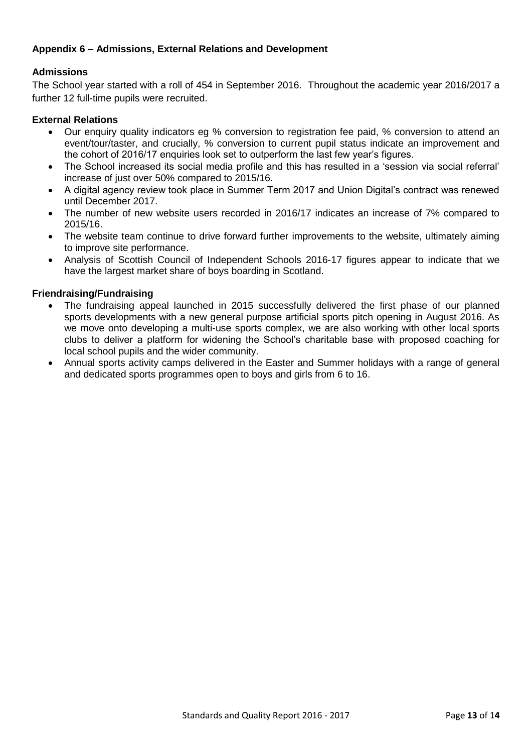## Appendix 6 – Admissions, External Relations and Development

### Admissions

The School year started with a roll of 454 in September 2016. Throughout the academic year 2016/2017 a further 12 full-time pupils were recruited.

### External Relations

- Our enquiry quality indicators eg % conversion to registration fee paid, % conversion to attend an event/tour/taster, and crucially, % conversion to current pupil status indicate an improvement and the cohort of 2016/17 enquiries look set to outperform the last few year's figures.
- The School increased its social media profile and this has resulted in a 'session via social referral' increase of just over 50% compared to 2015/16.
- A digital agency review took place in Summer Term 2017 and Union Digital's contract was renewed until December 2017.
- The number of new website users recorded in 2016/17 indicates an increase of 7% compared to 2015/16.
- The website team continue to drive forward further improvements to the website, ultimately aiming to improve site performance.
- Analysis of Scottish Council of Independent Schools 2016-17 figures appear to indicate that we have the largest market share of boys boarding in Scotland.

### Friendraising/Fundraising

- The fundraising appeal launched in 2015 successfully delivered the first phase of our planned sports developments with a new general purpose artificial sports pitch opening in August 2016. As we move onto developing a multi-use sports complex, we are also working with other local sports clubs to deliver a platform for widening the School's charitable base with proposed coaching for local school pupils and the wider community.
- Annual sports activity camps delivered in the Easter and Summer holidays with a range of general and dedicated sports programmes open to boys and girls from 6 to 16.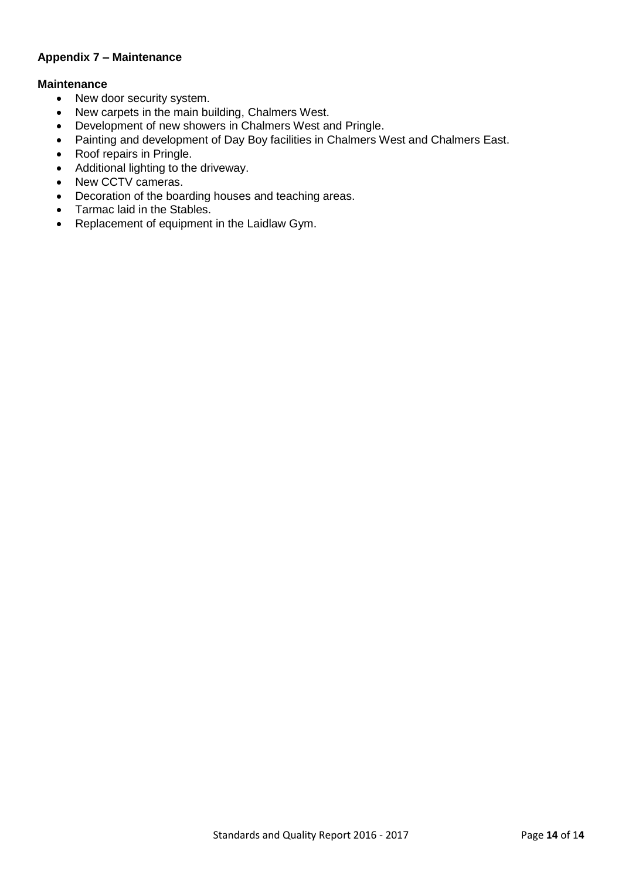## Appendix 7 – Maintenance

### Maintenance

- New door security system.
- New carpets in the main building, Chalmers West.
- Development of new showers in Chalmers West and Pringle.
- Painting and development of Day Boy facilities in Chalmers West and Chalmers East.
- Roof repairs in Pringle.
- Additional lighting to the driveway.
- New CCTV cameras.
- Decoration of the boarding houses and teaching areas.
- Tarmac laid in the Stables.
- Replacement of equipment in the Laidlaw Gym.